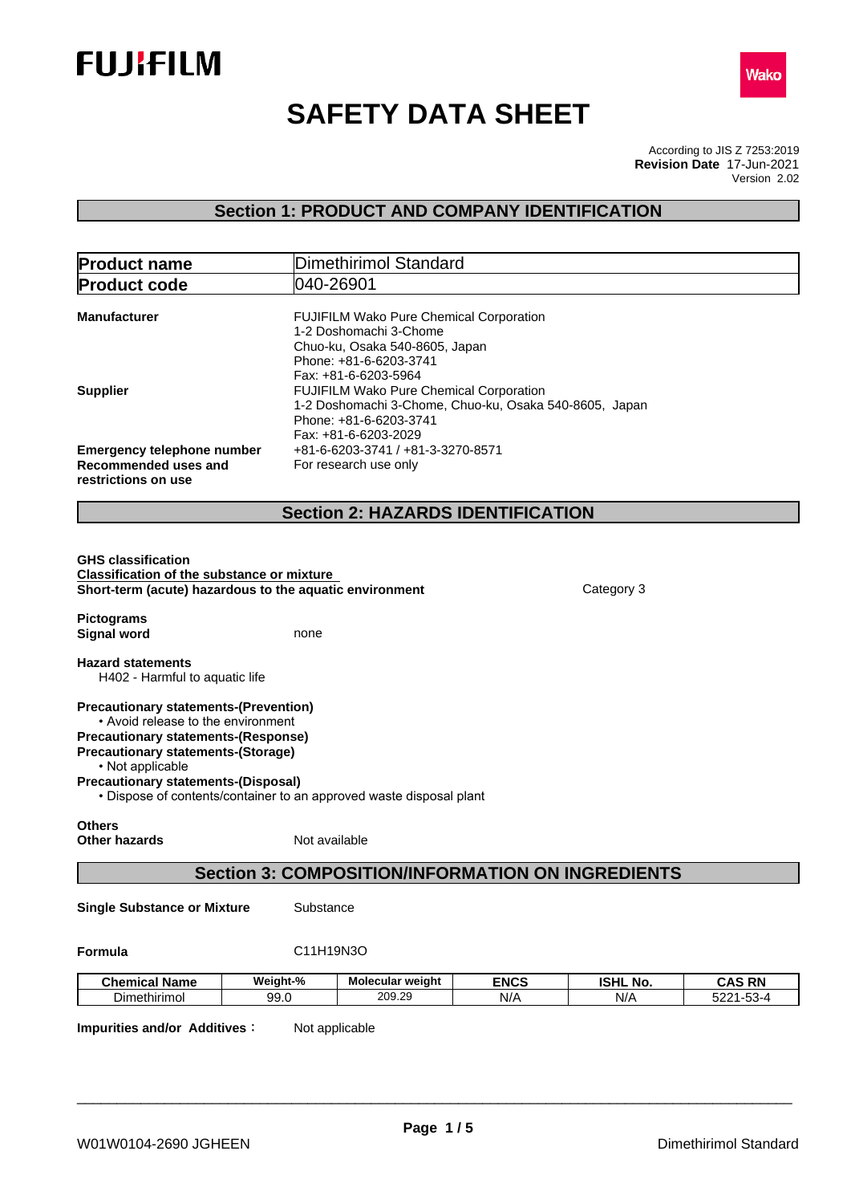# SAFETY DATA SHEET

According to JIS Z 7253:2019
**Revision Date** 17-Jun-2021
Version 2.02

## Section 1: PRODUCT AND COMPANY IDENTIFICATION

| | |
|---|---|
| **Product name** | Dimethirimol Standard |
| **Product code** | 040-26901 |

**Manufacturer**
FUJIFILM Wako Pure Chemical Corporation
1-2 Doshomachi 3-Chome
Chuo-ku, Osaka 540-8605, Japan
Phone: +81-6-6203-3741
Fax: +81-6-6203-5964

**Supplier**
FUJIFILM Wako Pure Chemical Corporation
1-2 Doshomachi 3-Chome, Chuo-ku, Osaka 540-8605, Japan
Phone: +81-6-6203-3741
Fax: +81-6-6203-2029

**Emergency telephone number** +81-6-6203-3741 / +81-3-3270-8571

**Recommended uses and restrictions on use** For research use only

## Section 2: HAZARDS IDENTIFICATION

**GHS classification**
**Classification of the substance or mixture**
**Short-term (acute) hazardous to the aquatic environment** Category 3

**Pictograms**
**Signal word** none

**Hazard statements**
H402 - Harmful to aquatic life

**Precautionary statements-(Prevention)**
• Avoid release to the environment
**Precautionary statements-(Response)**
**Precautionary statements-(Storage)**
• Not applicable
**Precautionary statements-(Disposal)**
• Dispose of contents/container to an approved waste disposal plant

**Others**
**Other hazards** Not available

## Section 3: COMPOSITION/INFORMATION ON INGREDIENTS

**Single Substance or Mixture** Substance

**Formula** C11H19N3O

| Chemical Name | Weight-% | Molecular weight | ENCS | ISHL No. | CAS RN |
|---|---|---|---|---|---|
| Dimethirimol | 99.0 | 209.29 | N/A | N/A | 5221-53-4 |

**Impurities and/or Additives :** Not applicable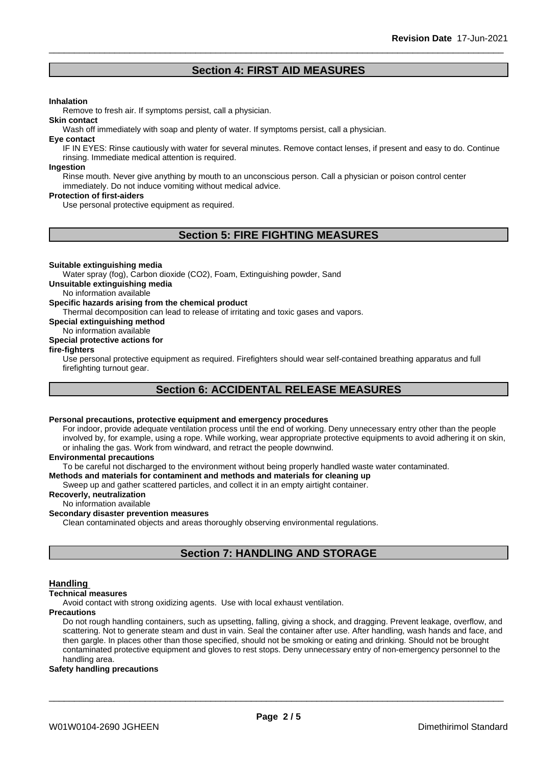## Section 4: FIRST AID MEASURES

**Inhalation**

Remove to fresh air. If symptoms persist, call a physician.

**Skin contact**

Wash off immediately with soap and plenty of water. If symptoms persist, call a physician.

**Eye contact**

IF IN EYES: Rinse cautiously with water for several minutes. Remove contact lenses, if present and easy to do. Continue rinsing. Immediate medical attention is required.

**Ingestion**

Rinse mouth. Never give anything by mouth to an unconscious person. Call a physician or poison control center immediately. Do not induce vomiting without medical advice.

**Protection of first-aiders**

Use personal protective equipment as required.

## Section 5: FIRE FIGHTING MEASURES

**Suitable extinguishing media**

Water spray (fog), Carbon dioxide ($CO_2$), Foam, Extinguishing powder, Sand

**Unsuitable extinguishing media**

No information available

**Specific hazards arising from the chemical product**

Thermal decomposition can lead to release of irritating and toxic gases and vapors.

**Special extinguishing method**

No information available

**Special protective actions for fire-fighters**

Use personal protective equipment as required. Firefighters should wear self-contained breathing apparatus and full firefighting turnout gear.

## Section 6: ACCIDENTAL RELEASE MEASURES

**Personal precautions, protective equipment and emergency procedures**

For indoor, provide adequate ventilation process until the end of working. Deny unnecessary entry other than the people involved by, for example, using a rope. While working, wear appropriate protective equipments to avoid adhering it on skin, or inhaling the gas. Work from windward, and retract the people downwind.

**Environmental precautions**

To be careful not discharged to the environment without being properly handled waste water contaminated.

**Methods and materials for contaminent and methods and materials for cleaning up**

Sweep up and gather scattered particles, and collect it in an empty airtight container.

**Recoverly, neutralization**

No information available

**Secondary disaster prevention measures**

Clean contaminated objects and areas thoroughly observing environmental regulations.

## Section 7: HANDLING AND STORAGE

### Handling

**Technical measures**

Avoid contact with strong oxidizing agents. Use with local exhaust ventilation.

**Precautions**

Do not rough handling containers, such as upsetting, falling, giving a shock, and dragging. Prevent leakage, overflow, and scattering. Not to generate steam and dust in vain. Seal the container after use. After handling, wash hands and face, and then gargle. In places other than those specified, should not be smoking or eating and drinking. Should not be brought contaminated protective equipment and gloves to rest stops. Deny unnecessary entry of non-emergency personnel to the handling area.

**Safety handling precautions**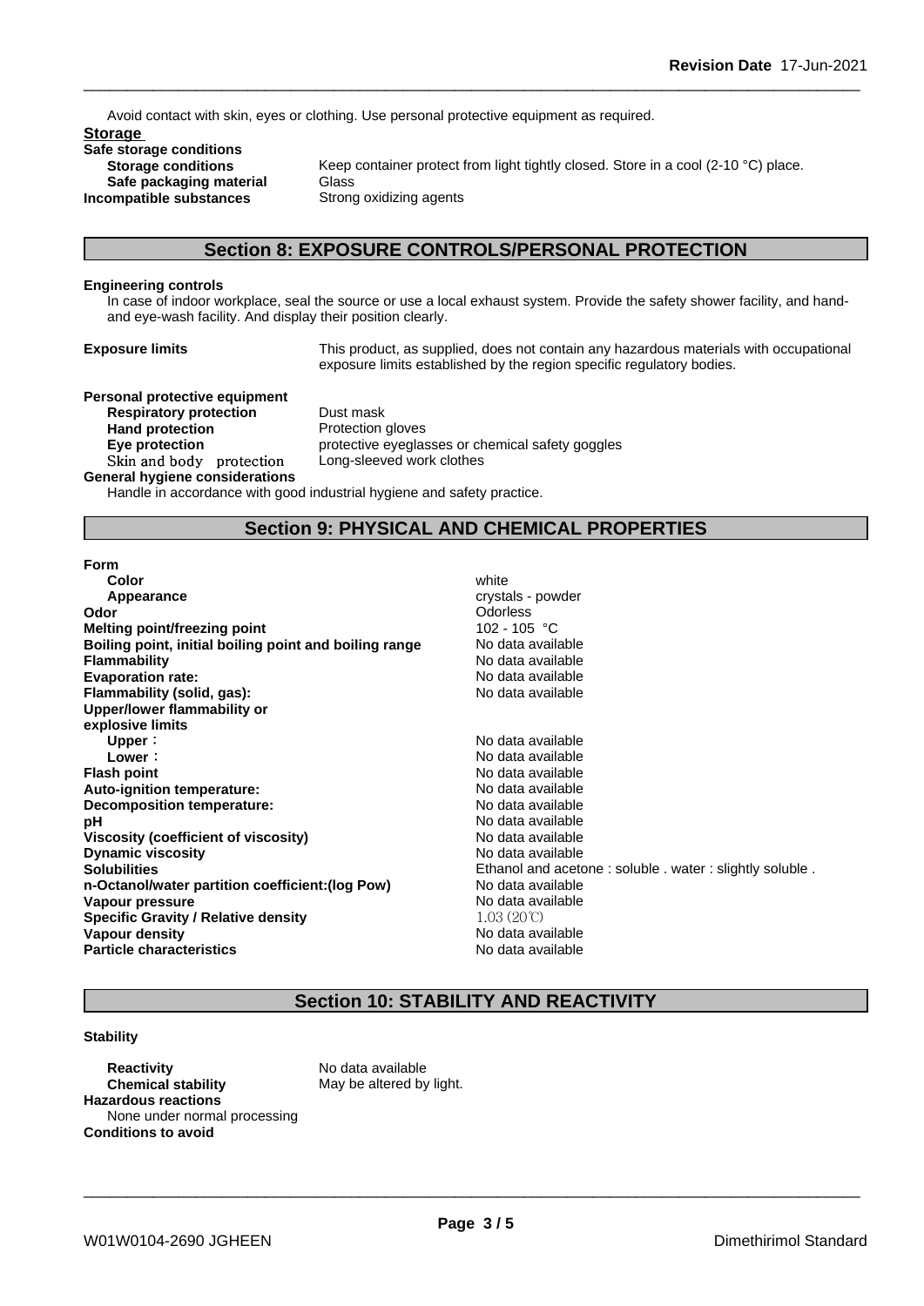Avoid contact with skin, eyes or clothing. Use personal protective equipment as required.

**Storage**

**Safe storage conditions**

| | |
|---|---|
| **Storage conditions** | Keep container protect from light tightly closed. Store in a cool (2-10 °C) place. |
| **Safe packaging material** | Glass |
| **Incompatible substances** | Strong oxidizing agents |

## Section 8: EXPOSURE CONTROLS/PERSONAL PROTECTION

**Engineering controls**

In case of indoor workplace, seal the source or use a local exhaust system. Provide the safety shower facility, and hand- and eye-wash facility. And display their position clearly.

**Exposure limits** This product, as supplied, does not contain any hazardous materials with occupational exposure limits established by the region specific regulatory bodies.

**Personal protective equipment**

| | |
|---|---|
| **Respiratory protection** | Dust mask |
| **Hand protection** | Protection gloves |
| **Eye protection** | protective eyeglasses or chemical safety goggles |
| Skin and body protection | Long-sleeved work clothes |

**General hygiene considerations**

Handle in accordance with good industrial hygiene and safety practice.

## Section 9: PHYSICAL AND CHEMICAL PROPERTIES

| | |
|---|---|
| **Form** | |
| **Color** | white |
| **Appearance** | crystals - powder |
| **Odor** | Odorless |
| **Melting point/freezing point** | 102 - 105 °C |
| **Boiling point, initial boiling point and boiling range** | No data available |
| **Flammability** | No data available |
| **Evaporation rate:** | No data available |
| **Flammability (solid, gas):** | No data available |
| **Upper/lower flammability or explosive limits** | |
| **Upper**： | No data available |
| **Lower**： | No data available |
| **Flash point** | No data available |
| **Auto-ignition temperature:** | No data available |
| **Decomposition temperature:** | No data available |
| **pH** | No data available |
| **Viscosity (coefficient of viscosity)** | No data available |
| **Dynamic viscosity** | No data available |
| **Solubilities** | Ethanol and acetone : soluble . water : slightly soluble . |
| **n-Octanol/water partition coefficient:(log Pow)** | No data available |
| **Vapour pressure** | No data available |
| **Specific Gravity / Relative density** | 1.03 (20℃) |
| **Vapour density** | No data available |
| **Particle characteristics** | No data available |

## Section 10: STABILITY AND REACTIVITY

**Stability**

| | |
|---|---|
| **Reactivity** | No data available |
| **Chemical stability** | May be altered by light. |

**Hazardous reactions**

None under normal processing

**Conditions to avoid**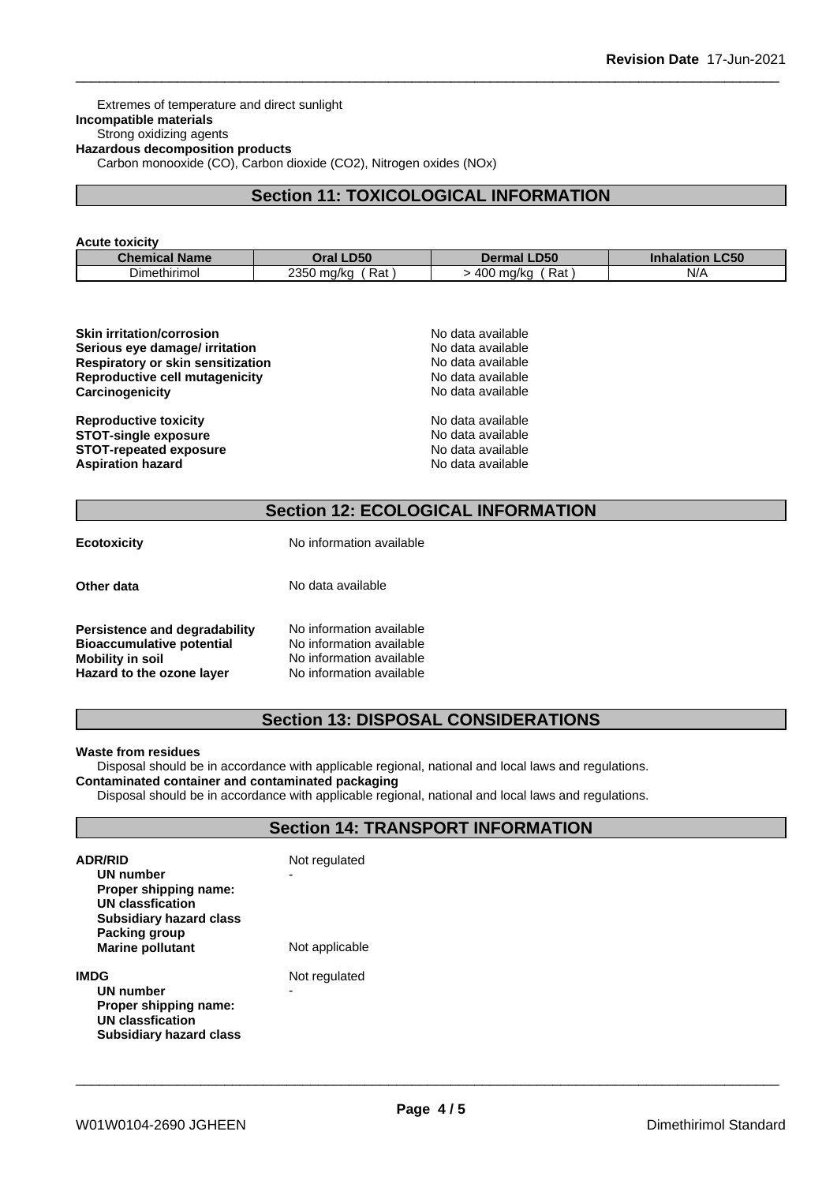Extremes of temperature and direct sunlight

**Incompatible materials**

Strong oxidizing agents

**Hazardous decomposition products**

Carbon monooxide (CO), Carbon dioxide ($CO_2$), Nitrogen oxides (NOx)

## Section 11: TOXICOLOGICAL INFORMATION

**Acute toxicity**

| Chemical Name | Oral LD50 | Dermal LD50 | Inhalation LC50 |
|---|---|---|---|
| Dimethirimol | 2350 mg/kg ( Rat ) | > 400 mg/kg ( Rat ) | N/A |

| | |
|---|---|
| **Skin irritation/corrosion** | No data available |
| **Serious eye damage/ irritation** | No data available |
| **Respiratory or skin sensitization** | No data available |
| **Reproductive cell mutagenicity** | No data available |
| **Carcinogenicity** | No data available |
| **Reproductive toxicity** | No data available |
| **STOT-single exposure** | No data available |
| **STOT-repeated exposure** | No data available |
| **Aspiration hazard** | No data available |

## Section 12: ECOLOGICAL INFORMATION

| | |
|---|---|
| **Ecotoxicity** | No information available |
| **Other data** | No data available |
| **Persistence and degradability** | No information available |
| **Bioaccumulative potential** | No information available |
| **Mobility in soil** | No information available |
| **Hazard to the ozone layer** | No information available |

## Section 13: DISPOSAL CONSIDERATIONS

**Waste from residues**

Disposal should be in accordance with applicable regional, national and local laws and regulations.

**Contaminated container and contaminated packaging**

Disposal should be in accordance with applicable regional, national and local laws and regulations.

## Section 14: TRANSPORT INFORMATION

| | |
|---|---|
| **ADR/RID** | Not regulated |
| **UN number** | - |
| **Proper shipping name:** | |
| **UN classfication** | |
| **Subsidiary hazard class** | |
| **Packing group** | |
| **Marine pollutant** | Not applicable |
| **IMDG** | Not regulated |
| **UN number** | - |
| **Proper shipping name:** | |
| **UN classfication** | |
| **Subsidiary hazard class** | |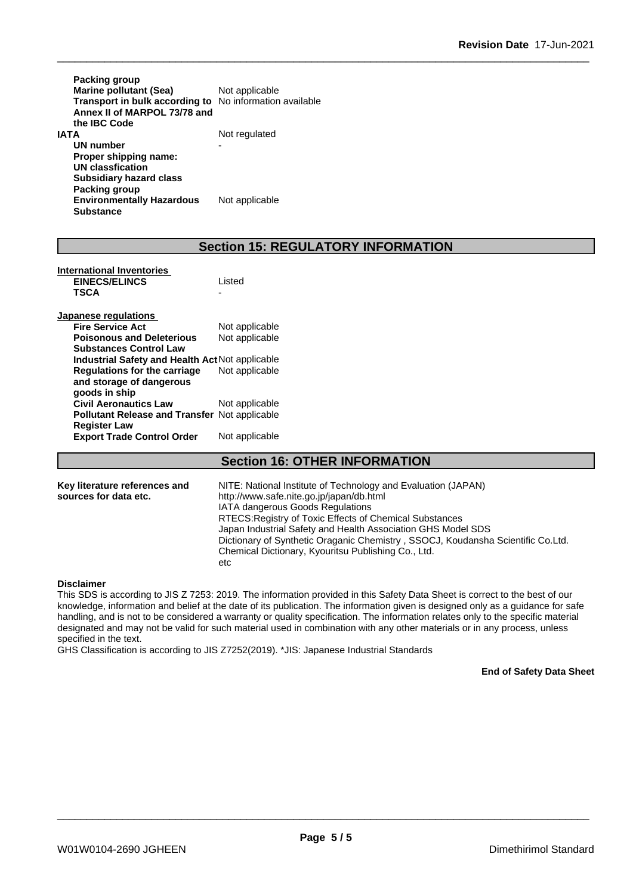| | |
|---|---|
| **Packing group** | |
| **Marine pollutant (Sea)** | Not applicable |
| **Transport in bulk according to Annex II of MARPOL 73/78 and the IBC Code** | No information available |

| | |
|---|---|
| **IATA** | Not regulated |
| **UN number** | - |
| **Proper shipping name:** | |
| **UN classfication** | |
| **Subsidiary hazard class** | |
| **Packing group** | |
| **Environmentally Hazardous Substance** | Not applicable |

## Section 15: REGULATORY INFORMATION

**International Inventories**

| | |
|---|---|
| **EINECS/ELINCS** | Listed |
| **TSCA** | - |

**Japanese regulations**

| | |
|---|---|
| **Fire Service Act** | Not applicable |
| **Poisonous and Deleterious Substances Control Law** | Not applicable |
| **Industrial Safety and Health Act** | Not applicable |
| **Regulations for the carriage and storage of dangerous goods in ship** | Not applicable |
| **Civil Aeronautics Law** | Not applicable |
| **Pollutant Release and Transfer Register Law** | Not applicable |
| **Export Trade Control Order** | Not applicable |

## Section 16: OTHER INFORMATION

**Key literature references and sources for data etc.**

NITE: National Institute of Technology and Evaluation (JAPAN)
http://www.safe.nite.go.jp/japan/db.html
IATA dangerous Goods Regulations
RTECS:Registry of Toxic Effects of Chemical Substances
Japan Industrial Safety and Health Association GHS Model SDS
Dictionary of Synthetic Oraganic Chemistry , SSOCJ, Koudansha Scientific Co.Ltd.
Chemical Dictionary, Kyouritsu Publishing Co., Ltd.
etc

**Disclaimer**

This SDS is according to JIS Z 7253: 2019. The information provided in this Safety Data Sheet is correct to the best of our knowledge, information and belief at the date of its publication. The information given is designed only as a guidance for safe handling, and is not to be considered a warranty or quality specification. The information relates only to the specific material designated and may not be valid for such material used in combination with any other materials or in any process, unless specified in the text.

GHS Classification is according to JIS Z7252(2019). *JIS: Japanese Industrial Standards

**End of Safety Data Sheet**